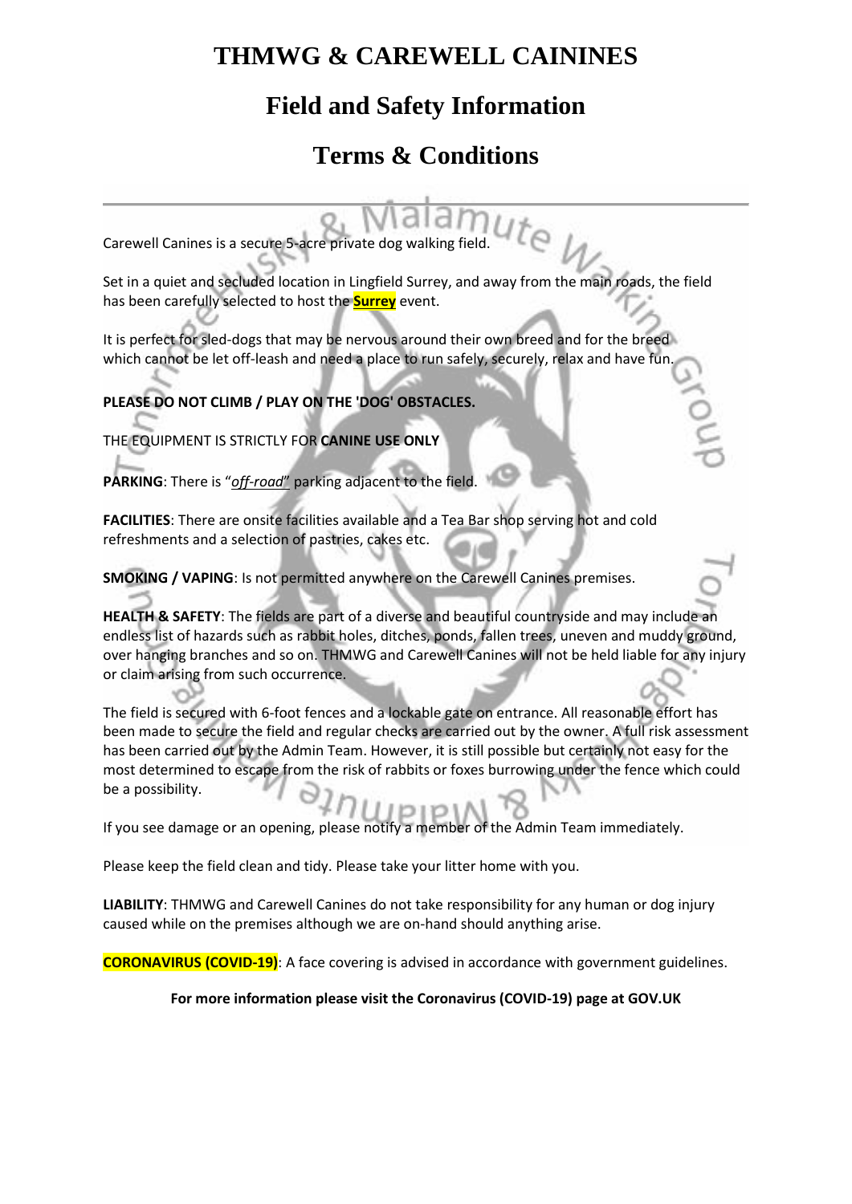# THMWG & CAREWELL CAININES

## Field and Safety Information

## Terms & Conditions

---

Carewell Canines is a secure 5-acre private dog walking field.

Set in a quiet and secluded location in Lingfield Surrey, and away from the main roads, the field has been carefully selected to host the **Surrey** event.

It is perfect for sled-dogs that may be nervous around their own breed and for the breed which cannot be let off-leash and need a place to run safely, securely, relax and have fun.

**PLEASE DO NOT CLIMB / PLAY ON THE 'DOG' OBSTACLES.**

THE EQUIPMENT IS STRICTLY FOR **CANINE USE ONLY**

**PARKING**: There is "*off-road*" parking adjacent to the field.

**FACILITIES**: There are onsite facilities available and a Tea Bar shop serving hot and cold refreshments and a selection of pastries, cakes etc.

**SMOKING / VAPING**: Is not permitted anywhere on the Carewell Canines premises.

**HEALTH & SAFETY**: The fields are part of a diverse and beautiful countryside and may include an endless list of hazards such as rabbit holes, ditches, ponds, fallen trees, uneven and muddy ground, over hanging branches and so on. THMWG and Carewell Canines will not be held liable for any injury or claim arising from such occurrence.

The field is secured with 6-foot fences and a lockable gate on entrance. All reasonable effort has been made to secure the field and regular checks are carried out by the owner. A full risk assessment has been carried out by the Admin Team. However, it is still possible but certainly not easy for the most determined to escape from the risk of rabbits or foxes burrowing under the fence which could be a possibility.

If you see damage or an opening, please notify a member of the Admin Team immediately.

Please keep the field clean and tidy. Please take your litter home with you.

**LIABILITY**: THMWG and Carewell Canines do not take responsibility for any human or dog injury caused while on the premises although we are on-hand should anything arise.

**CORONAVIRUS (COVID-19)**: A face covering is advised in accordance with government guidelines.

**For more information please visit the Coronavirus (COVID-19) page at GOV.UK**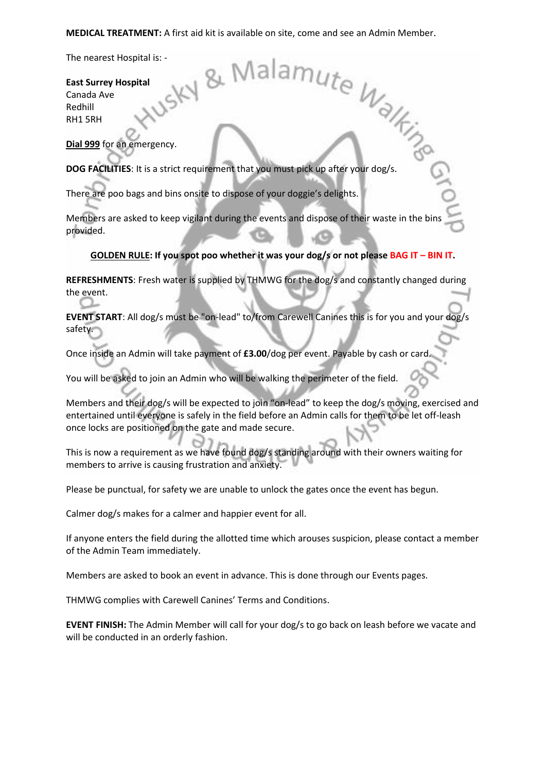**MEDICAL TREATMENT:** A first aid kit is available on site, come and see an Admin Member.

The nearest Hospital is: -

**East Surrey Hospital**
Canada Ave
Redhill
RH1 5RH

**Dial 999** for an emergency.

**DOG FACILITIES**: It is a strict requirement that you must pick up after your dog/s.

There are poo bags and bins onsite to dispose of your doggie's delights.

Members are asked to keep vigilant during the events and dispose of their waste in the bins provided.

**GOLDEN RULE: If you spot poo whether it was your dog/s or not please BAG IT – BIN IT.**

**REFRESHMENTS**: Fresh water is supplied by THMWG for the dog/s and constantly changed during the event.

**EVENT START**: All dog/s must be "on-lead" to/from Carewell Canines this is for you and your dog/s safety.

Once inside an Admin will take payment of **£3.00**/dog per event. Payable by cash or card.

You will be asked to join an Admin who will be walking the perimeter of the field.

Members and their dog/s will be expected to join "on-lead" to keep the dog/s moving, exercised and entertained until everyone is safely in the field before an Admin calls for them to be let off-leash once locks are positioned on the gate and made secure.

This is now a requirement as we have found dog/s standing around with their owners waiting for members to arrive is causing frustration and anxiety.

Please be punctual, for safety we are unable to unlock the gates once the event has begun.

Calmer dog/s makes for a calmer and happier event for all.

If anyone enters the field during the allotted time which arouses suspicion, please contact a member of the Admin Team immediately.

Members are asked to book an event in advance. This is done through our Events pages.

THMWG complies with Carewell Canines' Terms and Conditions.

**EVENT FINISH:** The Admin Member will call for your dog/s to go back on leash before we vacate and will be conducted in an orderly fashion.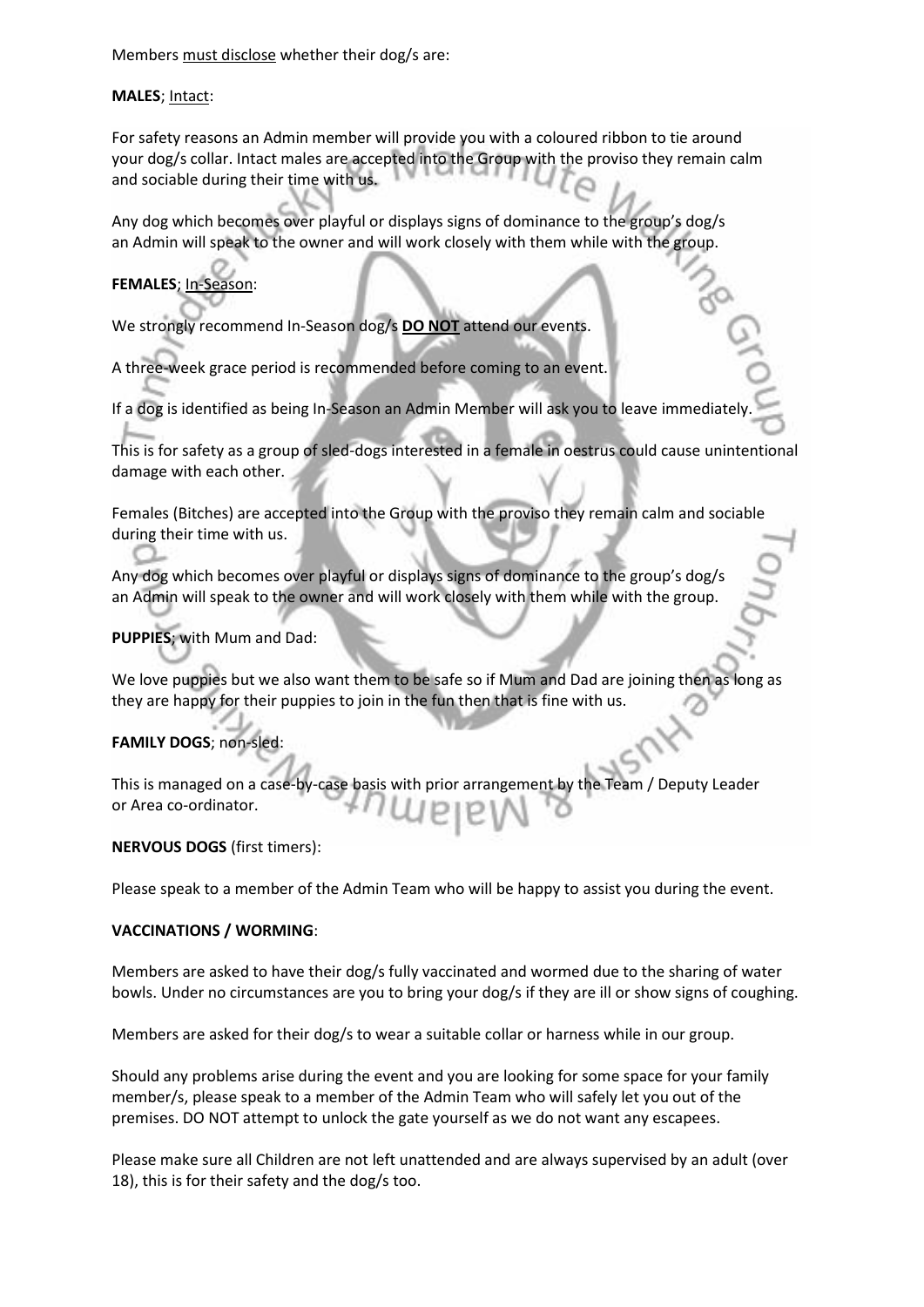Members <u>must disclose</u> whether their dog/s are:

**MALES**; <u>Intact</u>:

For safety reasons an Admin member will provide you with a coloured ribbon to tie around your dog/s collar. Intact males are accepted into the Group with the proviso they remain calm and sociable during their time with us.

Any dog which becomes over playful or displays signs of dominance to the group's dog/s an Admin will speak to the owner and will work closely with them while with the group.

**FEMALES**; <u>In-Season</u>:

We strongly recommend In-Season dog/s **<u>DO NOT</u>** attend our events.

A three-week grace period is recommended before coming to an event.

If a dog is identified as being In-Season an Admin Member will ask you to leave immediately.

This is for safety as a group of sled-dogs interested in a female in oestrus could cause unintentional damage with each other.

Females (Bitches) are accepted into the Group with the proviso they remain calm and sociable during their time with us.

Any dog which becomes over playful or displays signs of dominance to the group's dog/s an Admin will speak to the owner and will work closely with them while with the group.

**PUPPIES**; with Mum and Dad:

We love puppies but we also want them to be safe so if Mum and Dad are joining then as long as they are happy for their puppies to join in the fun then that is fine with us.

**FAMILY DOGS**; non-sled:

This is managed on a case-by-case basis with prior arrangement by the Team / Deputy Leader or Area co-ordinator.

**NERVOUS DOGS** (first timers):

Please speak to a member of the Admin Team who will be happy to assist you during the event.

**VACCINATIONS / WORMING**:

Members are asked to have their dog/s fully vaccinated and wormed due to the sharing of water bowls. Under no circumstances are you to bring your dog/s if they are ill or show signs of coughing.

Members are asked for their dog/s to wear a suitable collar or harness while in our group.

Should any problems arise during the event and you are looking for some space for your family member/s, please speak to a member of the Admin Team who will safely let you out of the premises. DO NOT attempt to unlock the gate yourself as we do not want any escapees.

Please make sure all Children are not left unattended and are always supervised by an adult (over 18), this is for their safety and the dog/s too.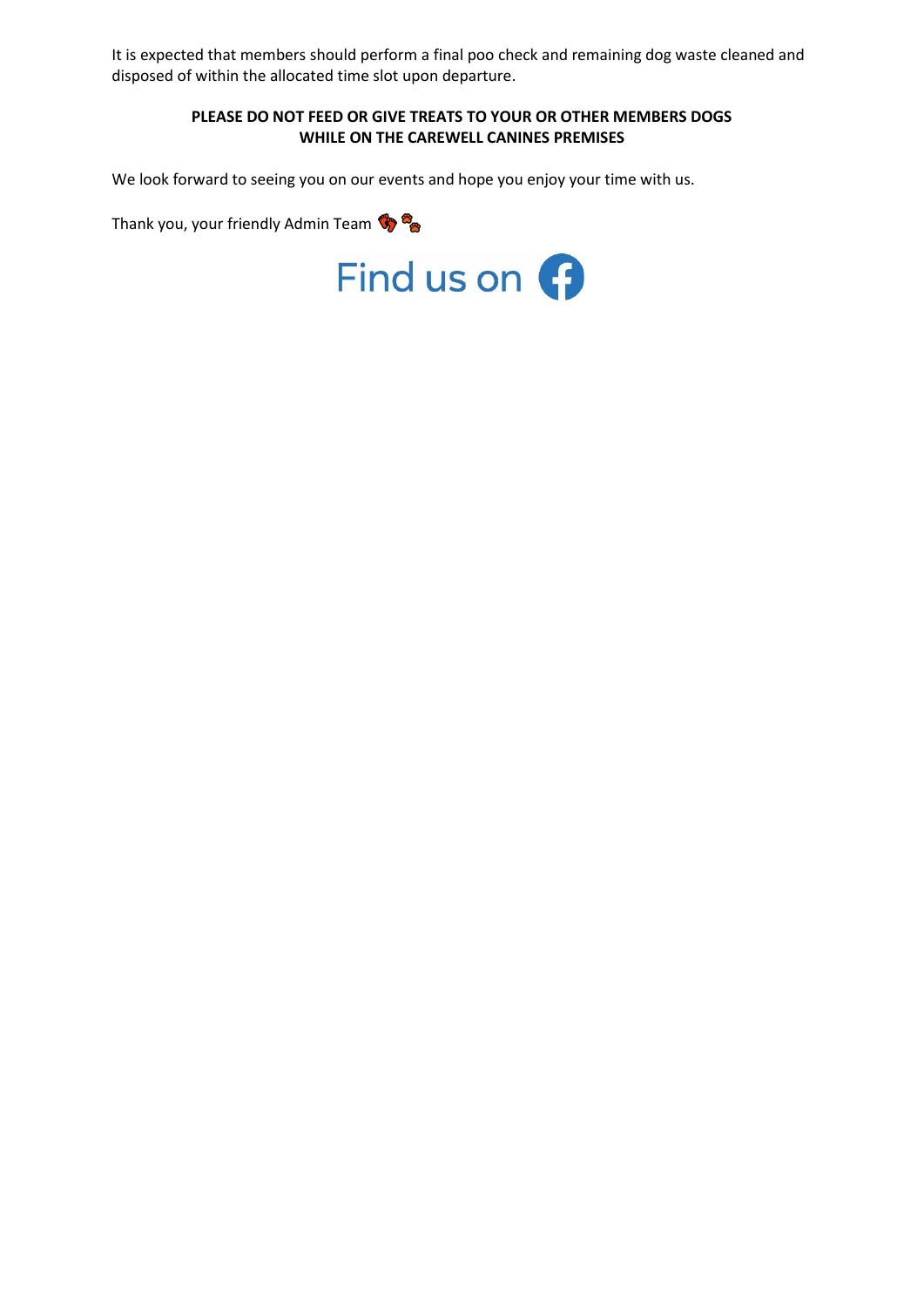It is expected that members should perform a final poo check and remaining dog waste cleaned and disposed of within the allocated time slot upon departure.

**PLEASE DO NOT FEED OR GIVE TREATS TO YOUR OR OTHER MEMBERS DOGS WHILE ON THE CAREWELL CANINES PREMISES**

We look forward to seeing you on our events and hope you enjoy your time with us.

Thank you, your friendly Admin Team 👣🐾

Find us on